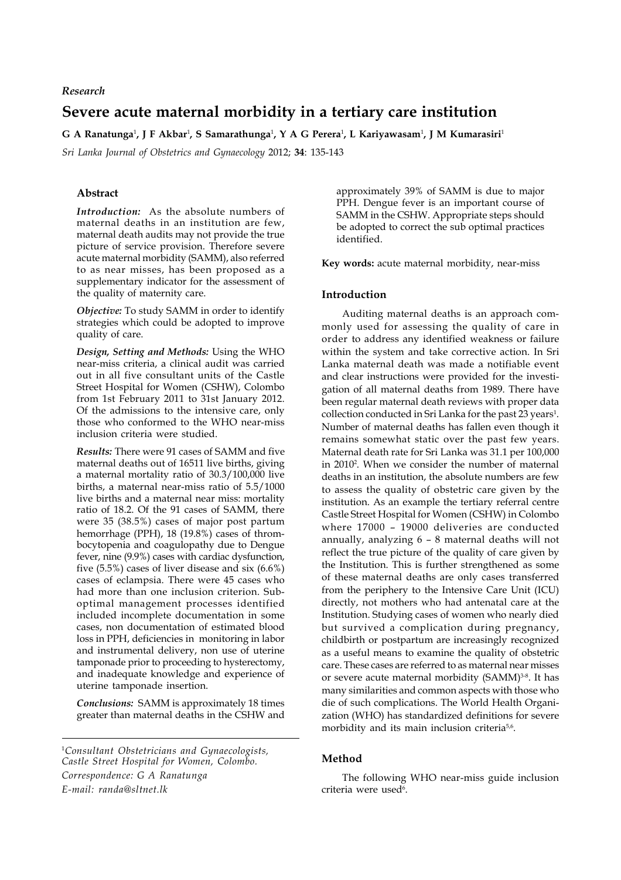*Research*

# Severe acute maternal morbidity in a tertiary care institution

**G A Ranatunga[1], J F Akbar[1], S Samarathunga[1], Y A G Perera[1], L Kariyawasam[1], J M Kumarasiri[1]**

*Sri Lanka Journal of Obstetrics and Gynaecology* 2012; **34**: 135-143

## Abstract

***Introduction:*** As the absolute numbers of maternal deaths in an institution are few, maternal death audits may not provide the true picture of service provision. Therefore severe acute maternal morbidity (SAMM), also referred to as near misses, has been proposed as a supplementary indicator for the assessment of the quality of maternity care.

***Objective:*** To study SAMM in order to identify strategies which could be adopted to improve quality of care.

***Design, Setting and Methods:*** Using the WHO near-miss criteria, a clinical audit was carried out in all five consultant units of the Castle Street Hospital for Women (CSHW), Colombo from 1st February 2011 to 31st January 2012. Of the admissions to the intensive care, only those who conformed to the WHO near-miss inclusion criteria were studied.

***Results:*** There were 91 cases of SAMM and five maternal deaths out of 16511 live births, giving a maternal mortality ratio of 30.3/100,000 live births, a maternal near-miss ratio of 5.5/1000 live births and a maternal near miss: mortality ratio of 18.2. Of the 91 cases of SAMM, there were 35 (38.5%) cases of major post partum hemorrhage (PPH), 18 (19.8%) cases of thrombocytopenia and coagulopathy due to Dengue fever, nine (9.9%) cases with cardiac dysfunction, five (5.5%) cases of liver disease and six (6.6%) cases of eclampsia. There were 45 cases who had more than one inclusion criterion. Sub-optimal management processes identified included incomplete documentation in some cases, non documentation of estimated blood loss in PPH, deficiencies in monitoring in labor and instrumental delivery, non use of uterine tamponade prior to proceeding to hysterectomy, and inadequate knowledge and experience of uterine tamponade insertion.

***Conclusions:*** SAMM is approximately 18 times greater than maternal deaths in the CSHW and approximately 39% of SAMM is due to major PPH. Dengue fever is an important course of SAMM in the CSHW. Appropriate steps should be adopted to correct the sub optimal practices identified.

**Key words:** acute maternal morbidity, near-miss

## Introduction

Auditing maternal deaths is an approach commonly used for assessing the quality of care in order to address any identified weakness or failure within the system and take corrective action. In Sri Lanka maternal death was made a notifiable event and clear instructions were provided for the investigation of all maternal deaths from 1989. There have been regular maternal death reviews with proper data collection conducted in Sri Lanka for the past 23 years[1]. Number of maternal deaths has fallen even though it remains somewhat static over the past few years. Maternal death rate for Sri Lanka was 31.1 per 100,000 in 2010[2]. When we consider the number of maternal deaths in an institution, the absolute numbers are few to assess the quality of obstetric care given by the institution. As an example the tertiary referral centre Castle Street Hospital for Women (CSHW) in Colombo where 17000 – 19000 deliveries are conducted annually, analyzing 6 – 8 maternal deaths will not reflect the true picture of the quality of care given by the Institution. This is further strengthened as some of these maternal deaths are only cases transferred from the periphery to the Intensive Care Unit (ICU) directly, not mothers who had antenatal care at the Institution. Studying cases of women who nearly died but survived a complication during pregnancy, childbirth or postpartum are increasingly recognized as a useful means to examine the quality of obstetric care. These cases are referred to as maternal near misses or severe acute maternal morbidity (SAMM)[3-8]. It has many similarities and common aspects with those who die of such complications. The World Health Organization (WHO) has standardized definitions for severe morbidity and its main inclusion criteria[5,6].

## Method

The following WHO near-miss guide inclusion criteria were used[6].

---

[1]*Consultant Obstetricians and Gynaecologists, Castle Street Hospital for Women, Colombo.*
*Correspondence: G A Ranatunga*
*E-mail: randa@sltnet.lk*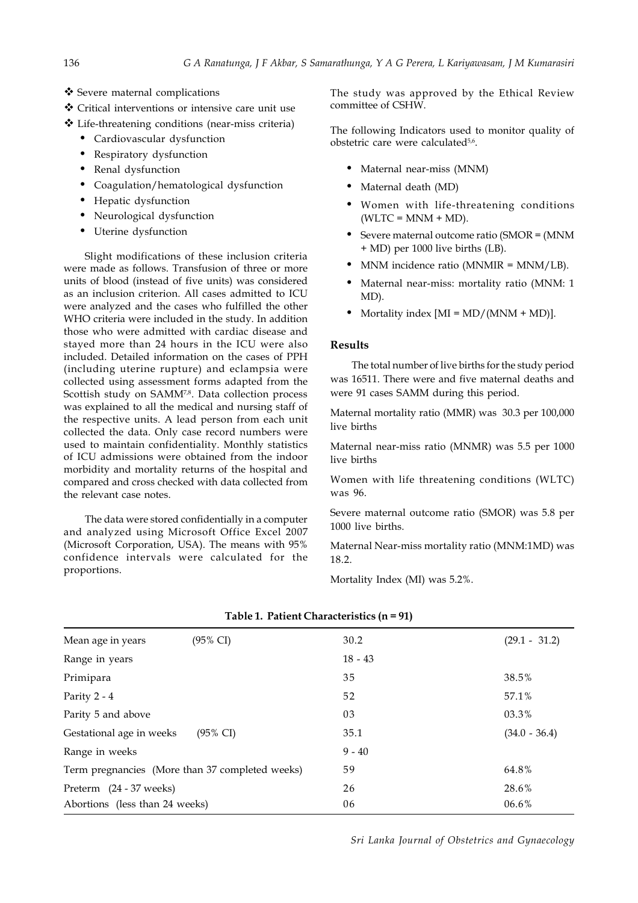- ❖ Severe maternal complications
- ❖ Critical interventions or intensive care unit use
- ❖ Life-threatening conditions (near-miss criteria)
  - Cardiovascular dysfunction
  - Respiratory dysfunction
  - Renal dysfunction
  - Coagulation/hematological dysfunction
  - Hepatic dysfunction
  - Neurological dysfunction
  - Uterine dysfunction

Slight modifications of these inclusion criteria were made as follows. Transfusion of three or more units of blood (instead of five units) was considered as an inclusion criterion. All cases admitted to ICU were analyzed and the cases who fulfilled the other WHO criteria were included in the study. In addition those who were admitted with cardiac disease and stayed more than 24 hours in the ICU were also included. Detailed information on the cases of PPH (including uterine rupture) and eclampsia were collected using assessment forms adapted from the Scottish study on SAMM[7,8]. Data collection process was explained to all the medical and nursing staff of the respective units. A lead person from each unit collected the data. Only case record numbers were used to maintain confidentiality. Monthly statistics of ICU admissions were obtained from the indoor morbidity and mortality returns of the hospital and compared and cross checked with data collected from the relevant case notes.

The data were stored confidentially in a computer and analyzed using Microsoft Office Excel 2007 (Microsoft Corporation, USA). The means with 95% confidence intervals were calculated for the proportions.

The study was approved by the Ethical Review committee of CSHW.

The following Indicators used to monitor quality of obstetric care were calculated[5,6].

- Maternal near-miss (MNM)
- Maternal death (MD)
- Women with life-threatening conditions (WLTC = MNM + MD).
- Severe maternal outcome ratio (SMOR = (MNM + MD) per 1000 live births (LB).
- MNM incidence ratio (MNMIR = MNM/LB).
- Maternal near-miss: mortality ratio (MNM: 1 MD).
- Mortality index [MI = MD/(MNM + MD)].

## Results

The total number of live births for the study period was 16511. There were and five maternal deaths and were 91 cases SAMM during this period.

Maternal mortality ratio (MMR) was 30.3 per 100,000 live births

Maternal near-miss ratio (MNMR) was 5.5 per 1000 live births

Women with life threatening conditions (WLTC) was 96.

Severe maternal outcome ratio (SMOR) was 5.8 per 1000 live births.

Maternal Near-miss mortality ratio (MNM:1MD) was 18.2.

Mortality Index (MI) was 5.2%.

**Table 1. Patient Characteristics (n = 91)**

| | | |
|---|---|---|
| Mean age in years (95% CI) | 30.2 | (29.1 - 31.2) |
| Range in years | 18 - 43 | |
| Primipara | 35 | 38.5% |
| Parity 2 - 4 | 52 | 57.1% |
| Parity 5 and above | 03 | 03.3% |
| Gestational age in weeks (95% CI) | 35.1 | (34.0 - 36.4) |
| Range in weeks | 9 - 40 | |
| Term pregnancies (More than 37 completed weeks) | 59 | 64.8% |
| Preterm (24 - 37 weeks) | 26 | 28.6% |
| Abortions (less than 24 weeks) | 06 | 06.6% |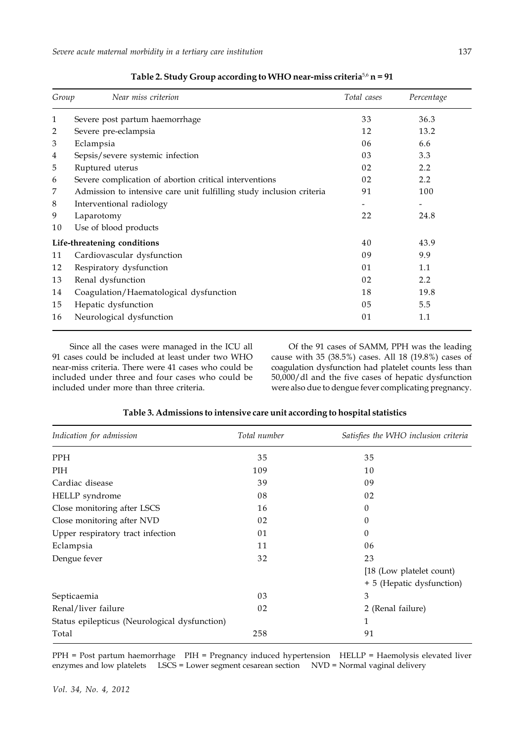**Table 2. Study Group according to WHO near-miss criteria[5,6] n = 91**

| Group | Near miss criterion | Total cases | Percentage |
|---|---|---|---|
| 1 | Severe post partum haemorrhage | 33 | 36.3 |
| 2 | Severe pre-eclampsia | 12 | 13.2 |
| 3 | Eclampsia | 06 | 6.6 |
| 4 | Sepsis/severe systemic infection | 03 | 3.3 |
| 5 | Ruptured uterus | 02 | 2.2 |
| 6 | Severe complication of abortion critical interventions | 02 | 2.2 |
| 7 | Admission to intensive care unit fulfilling study inclusion criteria | 91 | 100 |
| 8 | Interventional radiology | - | - |
| 9 | Laparotomy | 22 | 24.8 |
| 10 | Use of blood products | | |
| **Life-threatening conditions** | | 40 | 43.9 |
| 11 | Cardiovascular dysfunction | 09 | 9.9 |
| 12 | Respiratory dysfunction | 01 | 1.1 |
| 13 | Renal dysfunction | 02 | 2.2 |
| 14 | Coagulation/Haematological dysfunction | 18 | 19.8 |
| 15 | Hepatic dysfunction | 05 | 5.5 |
| 16 | Neurological dysfunction | 01 | 1.1 |

Since all the cases were managed in the ICU all 91 cases could be included at least under two WHO near-miss criteria. There were 41 cases who could be included under three and four cases who could be included under more than three criteria.

Of the 91 cases of SAMM, PPH was the leading cause with 35 (38.5%) cases. All 18 (19.8%) cases of coagulation dysfunction had platelet counts less than 50,000/dl and the five cases of hepatic dysfunction were also due to dengue fever complicating pregnancy.

**Table 3. Admissions to intensive care unit according to hospital statistics**

| Indication for admission | Total number | Satisfies the WHO inclusion criteria |
|---|---|---|
| PPH | 35 | 35 |
| PIH | 109 | 10 |
| Cardiac disease | 39 | 09 |
| HELLP syndrome | 08 | 02 |
| Close monitoring after LSCS | 16 | 0 |
| Close monitoring after NVD | 02 | 0 |
| Upper respiratory tract infection | 01 | 0 |
| Eclampsia | 11 | 06 |
| Dengue fever | 32 | 23 |
| | | [18 (Low platelet count) |
| | | + 5 (Hepatic dysfunction) |
| Septicaemia | 03 | 3 |
| Renal/liver failure | 02 | 2 (Renal failure) |
| Status epilepticus (Neurological dysfunction) | | 1 |
| Total | 258 | 91 |

PPH = Post partum haemorrhage PIH = Pregnancy induced hypertension HELLP = Haemolysis elevated liver enzymes and low platelets LSCS = Lower segment cesarean section NVD = Normal vaginal delivery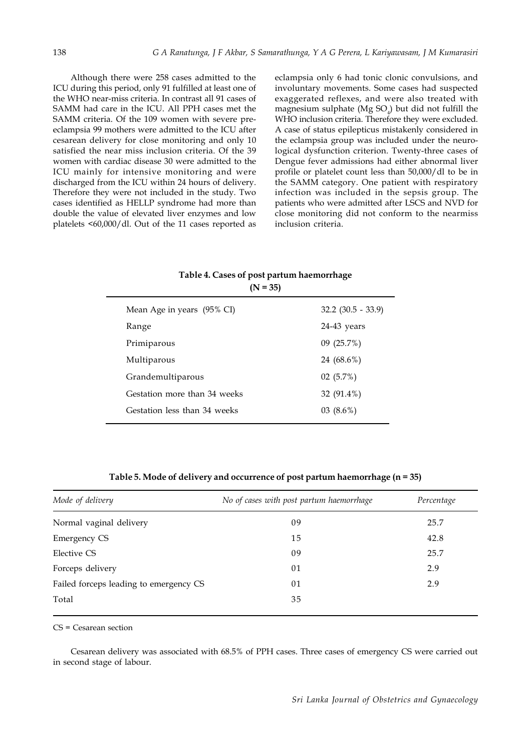Although there were 258 cases admitted to the ICU during this period, only 91 fulfilled at least one of the WHO near-miss criteria. In contrast all 91 cases of SAMM had care in the ICU. All PPH cases met the SAMM criteria. Of the 109 women with severe pre-eclampsia 99 mothers were admitted to the ICU after cesarean delivery for close monitoring and only 10 satisfied the near miss inclusion criteria. Of the 39 women with cardiac disease 30 were admitted to the ICU mainly for intensive monitoring and were discharged from the ICU within 24 hours of delivery. Therefore they were not included in the study. Two cases identified as HELLP syndrome had more than double the value of elevated liver enzymes and low platelets <60,000/dl. Out of the 11 cases reported as eclampsia only 6 had tonic clonic convulsions, and involuntary movements. Some cases had suspected exaggerated reflexes, and were also treated with magnesium sulphate ($Mg\ SO_4$) but did not fulfill the WHO inclusion criteria. Therefore they were excluded. A case of status epilepticus mistakenly considered in the eclampsia group was included under the neurological dysfunction criterion. Twenty-three cases of Dengue fever admissions had either abnormal liver profile or platelet count less than 50,000/dl to be in the SAMM category. One patient with respiratory infection was included in the sepsis group. The patients who were admitted after LSCS and NVD for close monitoring did not conform to the nearmiss inclusion criteria.

**Table 4. Cases of post partum haemorrhage (N = 35)**

| | |
|---|---|
| Mean Age in years (95% CI) | 32.2 (30.5 - 33.9) |
| Range | 24-43 years |
| Primiparous | 09 (25.7%) |
| Multiparous | 24 (68.6%) |
| Grandemultiparous | 02 (5.7%) |
| Gestation more than 34 weeks | 32 (91.4%) |
| Gestation less than 34 weeks | 03 (8.6%) |

**Table 5. Mode of delivery and occurrence of post partum haemorrhage (n = 35)**

| *Mode of delivery* | *No of cases with post partum haemorrhage* | *Percentage* |
|---|---|---|
| Normal vaginal delivery | 09 | 25.7 |
| Emergency CS | 15 | 42.8 |
| Elective CS | 09 | 25.7 |
| Forceps delivery | 01 | 2.9 |
| Failed forceps leading to emergency CS | 01 | 2.9 |
| Total | 35 | |

CS = Cesarean section

Cesarean delivery was associated with 68.5% of PPH cases. Three cases of emergency CS were carried out in second stage of labour.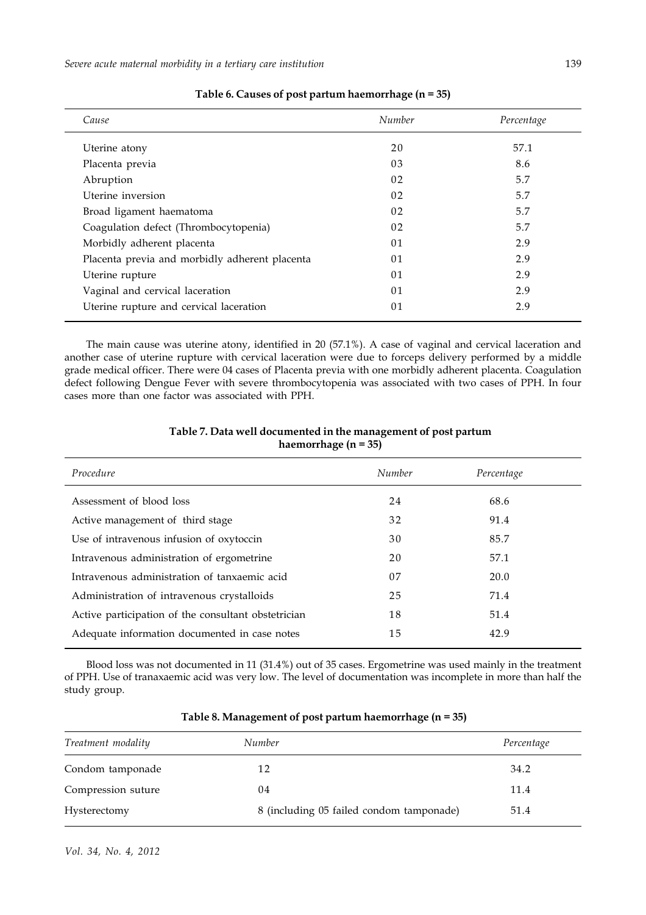**Table 6. Causes of post partum haemorrhage (n = 35)**

| Cause | Number | Percentage |
|---|---|---|
| Uterine atony | 20 | 57.1 |
| Placenta previa | 03 | 8.6 |
| Abruption | 02 | 5.7 |
| Uterine inversion | 02 | 5.7 |
| Broad ligament haematoma | 02 | 5.7 |
| Coagulation defect (Thrombocytopenia) | 02 | 5.7 |
| Morbidly adherent placenta | 01 | 2.9 |
| Placenta previa and morbidly adherent placenta | 01 | 2.9 |
| Uterine rupture | 01 | 2.9 |
| Vaginal and cervical laceration | 01 | 2.9 |
| Uterine rupture and cervical laceration | 01 | 2.9 |

The main cause was uterine atony, identified in 20 (57.1%). A case of vaginal and cervical laceration and another case of uterine rupture with cervical laceration were due to forceps delivery performed by a middle grade medical officer. There were 04 cases of Placenta previa with one morbidly adherent placenta. Coagulation defect following Dengue Fever with severe thrombocytopenia was associated with two cases of PPH. In four cases more than one factor was associated with PPH.

**Table 7. Data well documented in the management of post partum haemorrhage (n = 35)**

| Procedure | Number | Percentage |
|---|---|---|
| Assessment of blood loss | 24 | 68.6 |
| Active management of third stage | 32 | 91.4 |
| Use of intravenous infusion of oxytoccin | 30 | 85.7 |
| Intravenous administration of ergometrine | 20 | 57.1 |
| Intravenous administration of tanxaemic acid | 07 | 20.0 |
| Administration of intravenous crystalloids | 25 | 71.4 |
| Active participation of the consultant obstetrician | 18 | 51.4 |
| Adequate information documented in case notes | 15 | 42.9 |

Blood loss was not documented in 11 (31.4%) out of 35 cases. Ergometrine was used mainly in the treatment of PPH. Use of tranaxaemic acid was very low. The level of documentation was incomplete in more than half the study group.

**Table 8. Management of post partum haemorrhage (n = 35)**

| Treatment modality | Number | Percentage |
|---|---|---|
| Condom tamponade | 12 | 34.2 |
| Compression suture | 04 | 11.4 |
| Hysterectomy | 8 (including 05 failed condom tamponade) | 51.4 |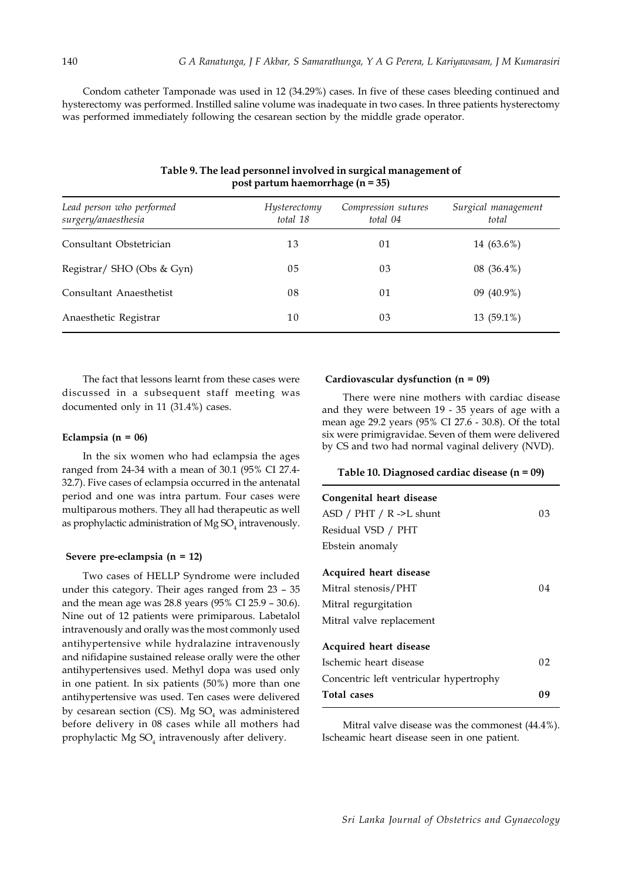Condom catheter Tamponade was used in 12 (34.29%) cases. In five of these cases bleeding continued and hysterectomy was performed. Instilled saline volume was inadequate in two cases. In three patients hysterectomy was performed immediately following the cesarean section by the middle grade operator.

**Table 9. The lead personnel involved in surgical management of post partum haemorrhage (n = 35)**

| *Lead person who performed surgery/anaesthesia* | *Hysterectomy total 18* | *Compression sutures total 04* | *Surgical management total* |
|---|---|---|---|
| Consultant Obstetrician | 13 | 01 | 14 (63.6%) |
| Registrar/ SHO (Obs & Gyn) | 05 | 03 | 08 (36.4%) |
| Consultant Anaesthetist | 08 | 01 | 09 (40.9%) |
| Anaesthetic Registrar | 10 | 03 | 13 (59.1%) |

The fact that lessons learnt from these cases were discussed in a subsequent staff meeting was documented only in 11 (31.4%) cases.

**Eclampsia (n = 06)**

In the six women who had eclampsia the ages ranged from 24-34 with a mean of 30.1 (95% CI 27.4-32.7). Five cases of eclampsia occurred in the antenatal period and one was intra partum. Four cases were multiparous mothers. They all had therapeutic as well as prophylactic administration of Mg $SO_4$ intravenously.

**Severe pre-eclampsia (n = 12)**

Two cases of HELLP Syndrome were included under this category. Their ages ranged from 23 – 35 and the mean age was 28.8 years (95% CI 25.9 – 30.6). Nine out of 12 patients were primiparous. Labetalol intravenously and orally was the most commonly used antihypertensive while hydralazine intravenously and nifidapine sustained release orally were the other antihypertensives used. Methyl dopa was used only in one patient. In six patients (50%) more than one antihypertensive was used. Ten cases were delivered by cesarean section (CS). Mg $SO_4$ was administered before delivery in 08 cases while all mothers had prophylactic Mg $SO_4$ intravenously after delivery.

**Cardiovascular dysfunction (n = 09)**

There were nine mothers with cardiac disease and they were between 19 - 35 years of age with a mean age 29.2 years (95% CI 27.6 - 30.8). Of the total six were primigravidae. Seven of them were delivered by CS and two had normal vaginal delivery (NVD).

**Table 10. Diagnosed cardiac disease (n = 09)**

| | |
|---|---|
| **Congenital heart disease** | |
| ASD / PHT / R ->L shunt | 03 |
| Residual VSD / PHT | |
| Ebstein anomaly | |
| **Acquired heart disease** | |
| Mitral stenosis/PHT | 04 |
| Mitral regurgitation | |
| Mitral valve replacement | |
| **Acquired heart disease** | |
| Ischemic heart disease | 02 |
| Concentric left ventricular hypertrophy | |
| **Total cases** | **09** |

Mitral valve disease was the commonest (44.4%). Ischeamic heart disease seen in one patient.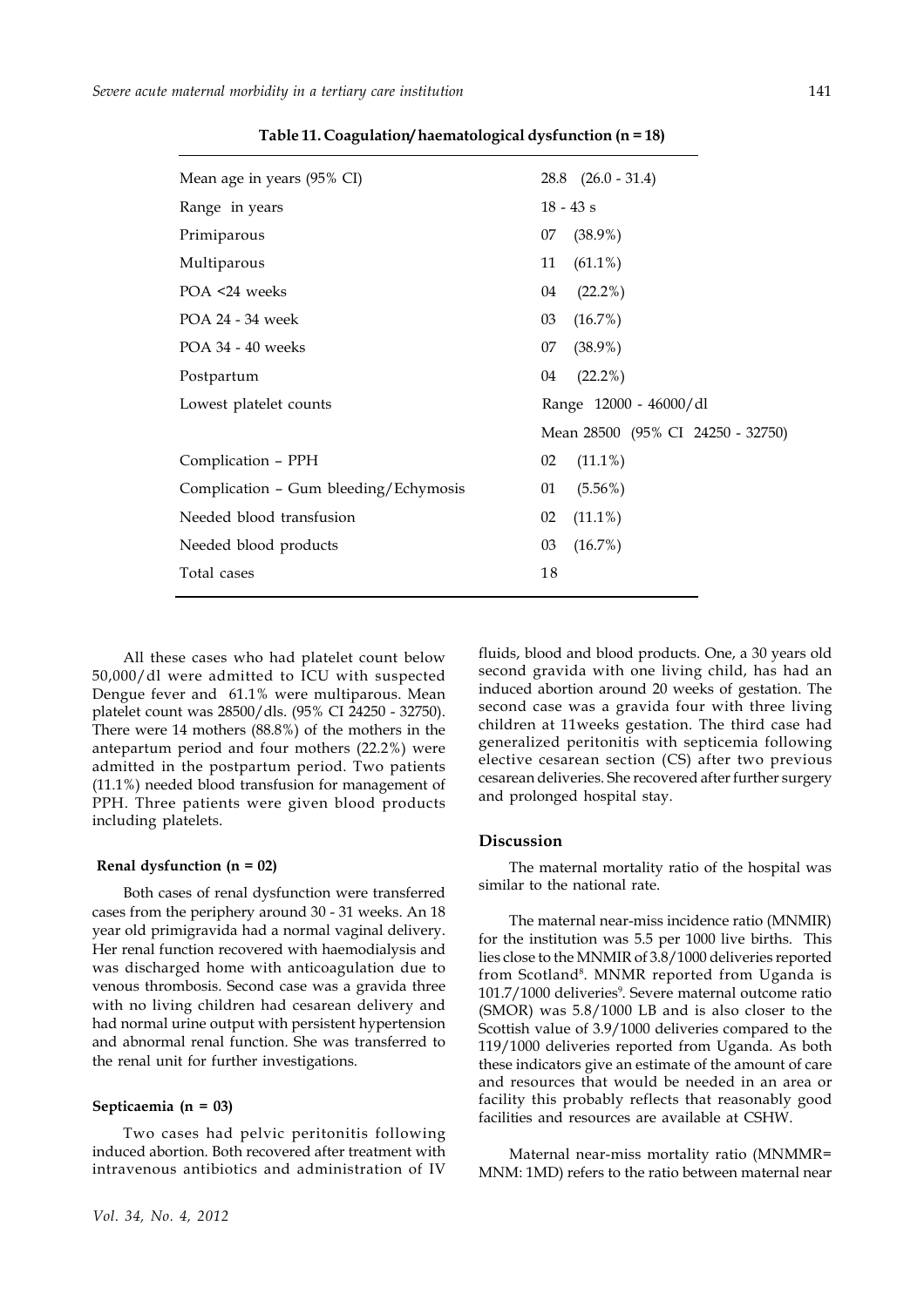**Table 11. Coagulation/ haematological dysfunction (n = 18)**

| | |
|---|---|
| Mean age in years (95% CI) | 28.8 (26.0 - 31.4) |
| Range in years | 18 - 43 s |
| Primiparous | 07 (38.9%) |
| Multiparous | 11 (61.1%) |
| POA <24 weeks | 04 (22.2%) |
| POA 24 - 34 week | 03 (16.7%) |
| POA 34 - 40 weeks | 07 (38.9%) |
| Postpartum | 04 (22.2%) |
| Lowest platelet counts | Range 12000 - 46000/dl |
| | Mean 28500 (95% CI 24250 - 32750) |
| Complication – PPH | 02 (11.1%) |
| Complication – Gum bleeding/Echymosis | 01 (5.56%) |
| Needed blood transfusion | 02 (11.1%) |
| Needed blood products | 03 (16.7%) |
| Total cases | 18 |

All these cases who had platelet count below 50,000/dl were admitted to ICU with suspected Dengue fever and 61.1% were multiparous. Mean platelet count was 28500/dls. (95% CI 24250 - 32750). There were 14 mothers (88.8%) of the mothers in the antepartum period and four mothers (22.2%) were admitted in the postpartum period. Two patients (11.1%) needed blood transfusion for management of PPH. Three patients were given blood products including platelets.

**Renal dysfunction (n = 02)**

Both cases of renal dysfunction were transferred cases from the periphery around 30 - 31 weeks. An 18 year old primigravida had a normal vaginal delivery. Her renal function recovered with haemodialysis and was discharged home with anticoagulation due to venous thrombosis. Second case was a gravida three with no living children had cesarean delivery and had normal urine output with persistent hypertension and abnormal renal function. She was transferred to the renal unit for further investigations.

**Septicaemia (n = 03)**

Two cases had pelvic peritonitis following induced abortion. Both recovered after treatment with intravenous antibiotics and administration of IV fluids, blood and blood products. One, a 30 years old second gravida with one living child, has had an induced abortion around 20 weeks of gestation. The second case was a gravida four with three living children at 11weeks gestation. The third case had generalized peritonitis with septicemia following elective cesarean section (CS) after two previous cesarean deliveries. She recovered after further surgery and prolonged hospital stay.

## Discussion

The maternal mortality ratio of the hospital was similar to the national rate.

The maternal near-miss incidence ratio (MNMIR) for the institution was 5.5 per 1000 live births. This lies close to the MNMIR of 3.8/1000 deliveries reported from Scotland[8]. MNMR reported from Uganda is 101.7/1000 deliveries[9]. Severe maternal outcome ratio (SMOR) was 5.8/1000 LB and is also closer to the Scottish value of 3.9/1000 deliveries compared to the 119/1000 deliveries reported from Uganda. As both these indicators give an estimate of the amount of care and resources that would be needed in an area or facility this probably reflects that reasonably good facilities and resources are available at CSHW.

Maternal near-miss mortality ratio (MNMMR= MNM: 1MD) refers to the ratio between maternal near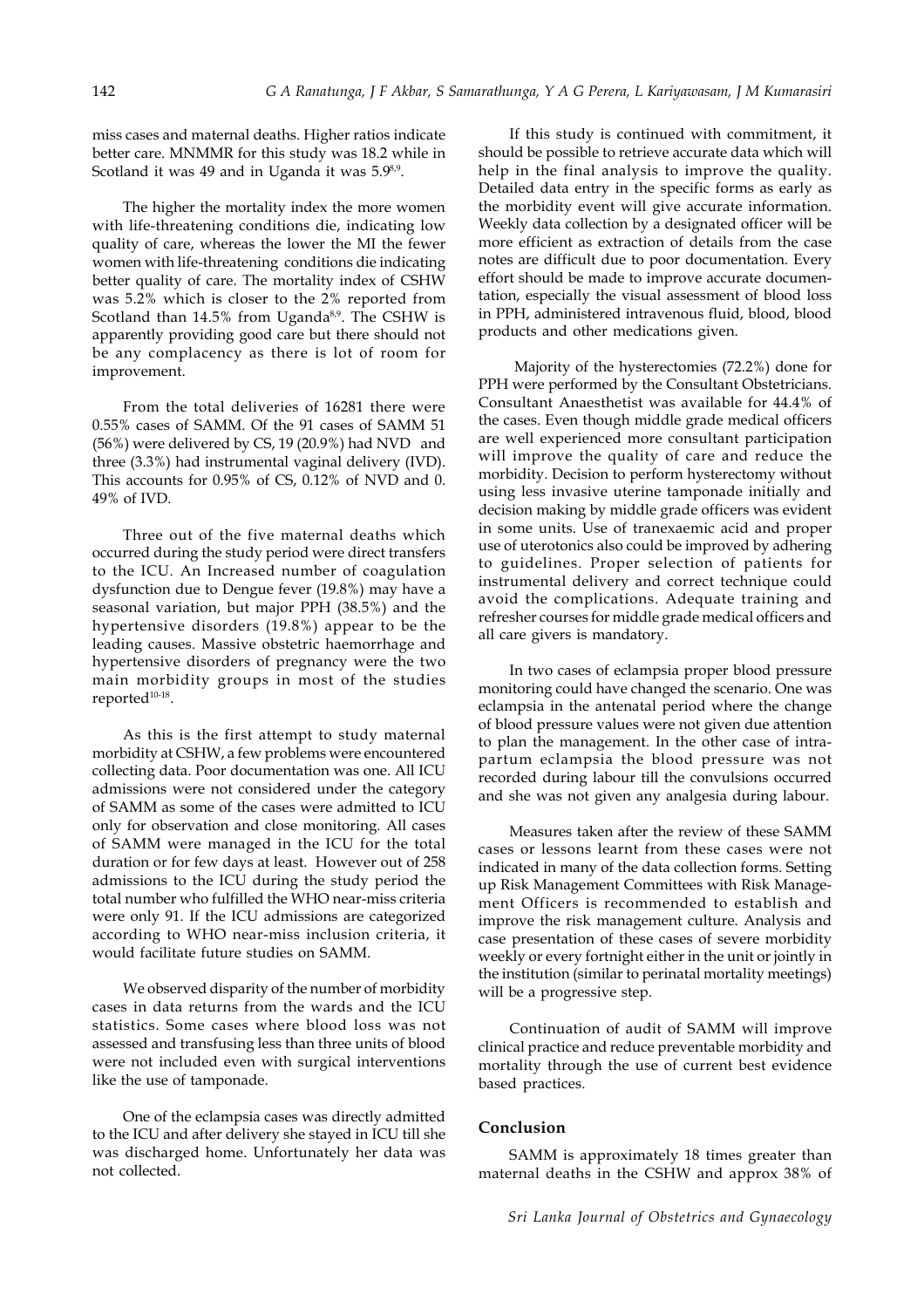miss cases and maternal deaths. Higher ratios indicate better care. MNMMR for this study was 18.2 while in Scotland it was 49 and in Uganda it was 5.9[8,9].

The higher the mortality index the more women with life-threatening conditions die, indicating low quality of care, whereas the lower the MI the fewer women with life-threatening conditions die indicating better quality of care. The mortality index of CSHW was 5.2% which is closer to the 2% reported from Scotland than 14.5% from Uganda[8,9]. The CSHW is apparently providing good care but there should not be any complacency as there is lot of room for improvement.

From the total deliveries of 16281 there were 0.55% cases of SAMM. Of the 91 cases of SAMM 51 (56%) were delivered by CS, 19 (20.9%) had NVD and three (3.3%) had instrumental vaginal delivery (IVD). This accounts for 0.95% of CS, 0.12% of NVD and 0. 49% of IVD.

Three out of the five maternal deaths which occurred during the study period were direct transfers to the ICU. An Increased number of coagulation dysfunction due to Dengue fever (19.8%) may have a seasonal variation, but major PPH (38.5%) and the hypertensive disorders (19.8%) appear to be the leading causes. Massive obstetric haemorrhage and hypertensive disorders of pregnancy were the two main morbidity groups in most of the studies reported[10-18].

As this is the first attempt to study maternal morbidity at CSHW, a few problems were encountered collecting data. Poor documentation was one. All ICU admissions were not considered under the category of SAMM as some of the cases were admitted to ICU only for observation and close monitoring. All cases of SAMM were managed in the ICU for the total duration or for few days at least. However out of 258 admissions to the ICU during the study period the total number who fulfilled the WHO near-miss criteria were only 91. If the ICU admissions are categorized according to WHO near-miss inclusion criteria, it would facilitate future studies on SAMM.

We observed disparity of the number of morbidity cases in data returns from the wards and the ICU statistics. Some cases where blood loss was not assessed and transfusing less than three units of blood were not included even with surgical interventions like the use of tamponade.

One of the eclampsia cases was directly admitted to the ICU and after delivery she stayed in ICU till she was discharged home. Unfortunately her data was not collected.

If this study is continued with commitment, it should be possible to retrieve accurate data which will help in the final analysis to improve the quality. Detailed data entry in the specific forms as early as the morbidity event will give accurate information. Weekly data collection by a designated officer will be more efficient as extraction of details from the case notes are difficult due to poor documentation. Every effort should be made to improve accurate documentation, especially the visual assessment of blood loss in PPH, administered intravenous fluid, blood, blood products and other medications given.

Majority of the hysterectomies (72.2%) done for PPH were performed by the Consultant Obstetricians. Consultant Anaesthetist was available for 44.4% of the cases. Even though middle grade medical officers are well experienced more consultant participation will improve the quality of care and reduce the morbidity. Decision to perform hysterectomy without using less invasive uterine tamponade initially and decision making by middle grade officers was evident in some units. Use of tranexaemic acid and proper use of uterotonics also could be improved by adhering to guidelines. Proper selection of patients for instrumental delivery and correct technique could avoid the complications. Adequate training and refresher courses for middle grade medical officers and all care givers is mandatory.

In two cases of eclampsia proper blood pressure monitoring could have changed the scenario. One was eclampsia in the antenatal period where the change of blood pressure values were not given due attention to plan the management. In the other case of intra-partum eclampsia the blood pressure was not recorded during labour till the convulsions occurred and she was not given any analgesia during labour.

Measures taken after the review of these SAMM cases or lessons learnt from these cases were not indicated in many of the data collection forms. Setting up Risk Management Committees with Risk Management Officers is recommended to establish and improve the risk management culture. Analysis and case presentation of these cases of severe morbidity weekly or every fortnight either in the unit or jointly in the institution (similar to perinatal mortality meetings) will be a progressive step.

Continuation of audit of SAMM will improve clinical practice and reduce preventable morbidity and mortality through the use of current best evidence based practices.

## Conclusion

SAMM is approximately 18 times greater than maternal deaths in the CSHW and approx 38% of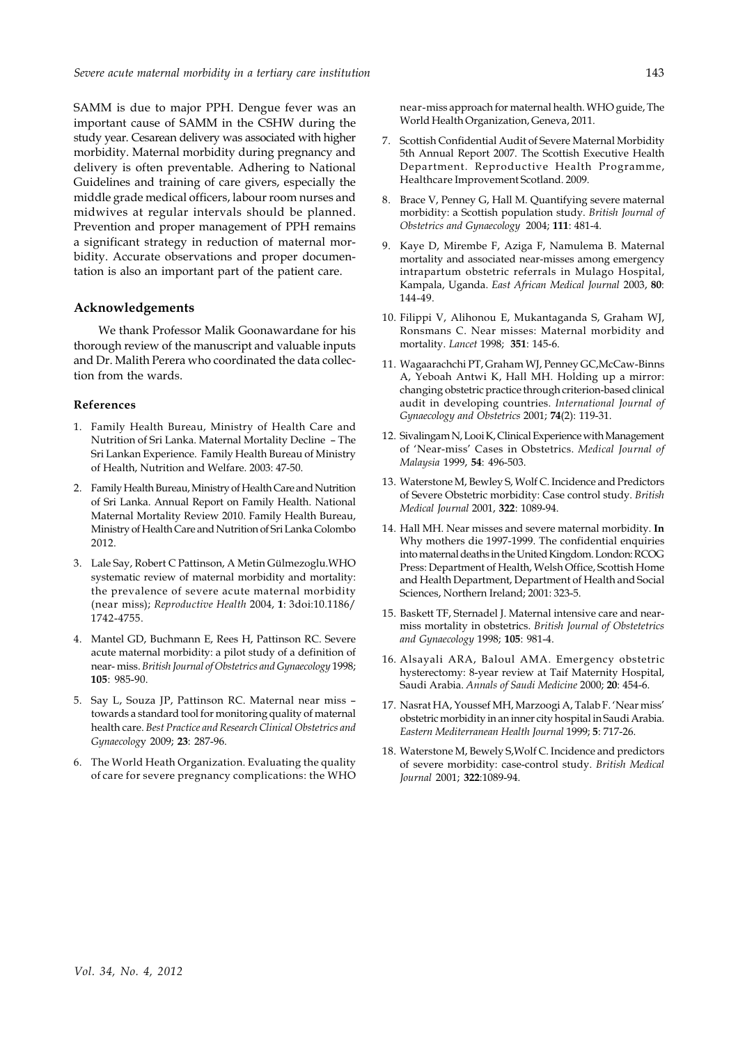SAMM is due to major PPH. Dengue fever was an important cause of SAMM in the CSHW during the study year. Cesarean delivery was associated with higher morbidity. Maternal morbidity during pregnancy and delivery is often preventable. Adhering to National Guidelines and training of care givers, especially the middle grade medical officers, labour room nurses and midwives at regular intervals should be planned. Prevention and proper management of PPH remains a significant strategy in reduction of maternal morbidity. Accurate observations and proper documentation is also an important part of the patient care.

## Acknowledgements

We thank Professor Malik Goonawardane for his thorough review of the manuscript and valuable inputs and Dr. Malith Perera who coordinated the data collection from the wards.

### References

1. Family Health Bureau, Ministry of Health Care and Nutrition of Sri Lanka. Maternal Mortality Decline – The Sri Lankan Experience. Family Health Bureau of Ministry of Health, Nutrition and Welfare. 2003: 47-50.
2. Family Health Bureau, Ministry of Health Care and Nutrition of Sri Lanka. Annual Report on Family Health. National Maternal Mortality Review 2010. Family Health Bureau, Ministry of Health Care and Nutrition of Sri Lanka Colombo 2012.
3. Lale Say, Robert C Pattinson, A Metin Gülmezoglu.WHO systematic review of maternal morbidity and mortality: the prevalence of severe acute maternal morbidity (near miss); *Reproductive Health* 2004, **1**: 3doi:10.1186/1742-4755.
4. Mantel GD, Buchmann E, Rees H, Pattinson RC. Severe acute maternal morbidity: a pilot study of a definition of near- miss. *British Journal of Obstetrics and Gynaecology* 1998; **105**: 985-90.
5. Say L, Souza JP, Pattinson RC. Maternal near miss – towards a standard tool for monitoring quality of maternal health care. *Best Practice and Research Clinical Obstetrics and Gynaecology* 2009; **23**: 287-96.
6. The World Heath Organization. Evaluating the quality of care for severe pregnancy complications: the WHO near-miss approach for maternal health. WHO guide, The World Health Organization, Geneva, 2011.
7. Scottish Confidential Audit of Severe Maternal Morbidity 5th Annual Report 2007. The Scottish Executive Health Department. Reproductive Health Programme, Healthcare Improvement Scotland. 2009.
8. Brace V, Penney G, Hall M. Quantifying severe maternal morbidity: a Scottish population study. *British Journal of Obstetrics and Gynaecology* 2004; **111**: 481-4.
9. Kaye D, Mirembe F, Aziga F, Namulema B. Maternal mortality and associated near-misses among emergency intrapartum obstetric referrals in Mulago Hospital, Kampala, Uganda. *East African Medical Journal* 2003, **80**: 144-49.
10. Filippi V, Alihonou E, Mukantaganda S, Graham WJ, Ronsmans C. Near misses: Maternal morbidity and mortality. *Lancet* 1998; **351**: 145-6.
11. Wagaarachchi PT, Graham WJ, Penney GC,McCaw-Binns A, Yeboah Antwi K, Hall MH. Holding up a mirror: changing obstetric practice through criterion-based clinical audit in developing countries. *International Journal of Gynaecology and Obstetrics* 2001; **74**(2): 119-31.
12. Sivalingam N, Looi K, Clinical Experience with Management of 'Near-miss' Cases in Obstetrics. *Medical Journal of Malaysia* 1999, **54**: 496-503.
13. Waterstone M, Bewley S, Wolf C. Incidence and Predictors of Severe Obstetric morbidity: Case control study. *British Medical Journal* 2001, **322**: 1089-94.
14. Hall MH. Near misses and severe maternal morbidity. **In** Why mothers die 1997-1999. The confidential enquiries into maternal deaths in the United Kingdom. London: RCOG Press: Department of Health, Welsh Office, Scottish Home and Health Department, Department of Health and Social Sciences, Northern Ireland; 2001: 323-5.
15. Baskett TF, Sternadel J. Maternal intensive care and near-miss mortality in obstetrics. *British Journal of Obstetetrics and Gynaecology* 1998; **105**: 981-4.
16. Alsayali ARA, Baloul AMA. Emergency obstetric hysterectomy: 8-year review at Taif Maternity Hospital, Saudi Arabia. *Annals of Saudi Medicine* 2000; **20**: 454-6.
17. Nasrat HA, Youssef MH, Marzoogi A, Talab F. 'Near miss' obstetric morbidity in an inner city hospital in Saudi Arabia. *Eastern Mediterranean Health Journal* 1999; **5**: 717-26.
18. Waterstone M, Bewely S,Wolf C. Incidence and predictors of severe morbidity: case-control study. *British Medical Journal* 2001; **322**:1089-94.